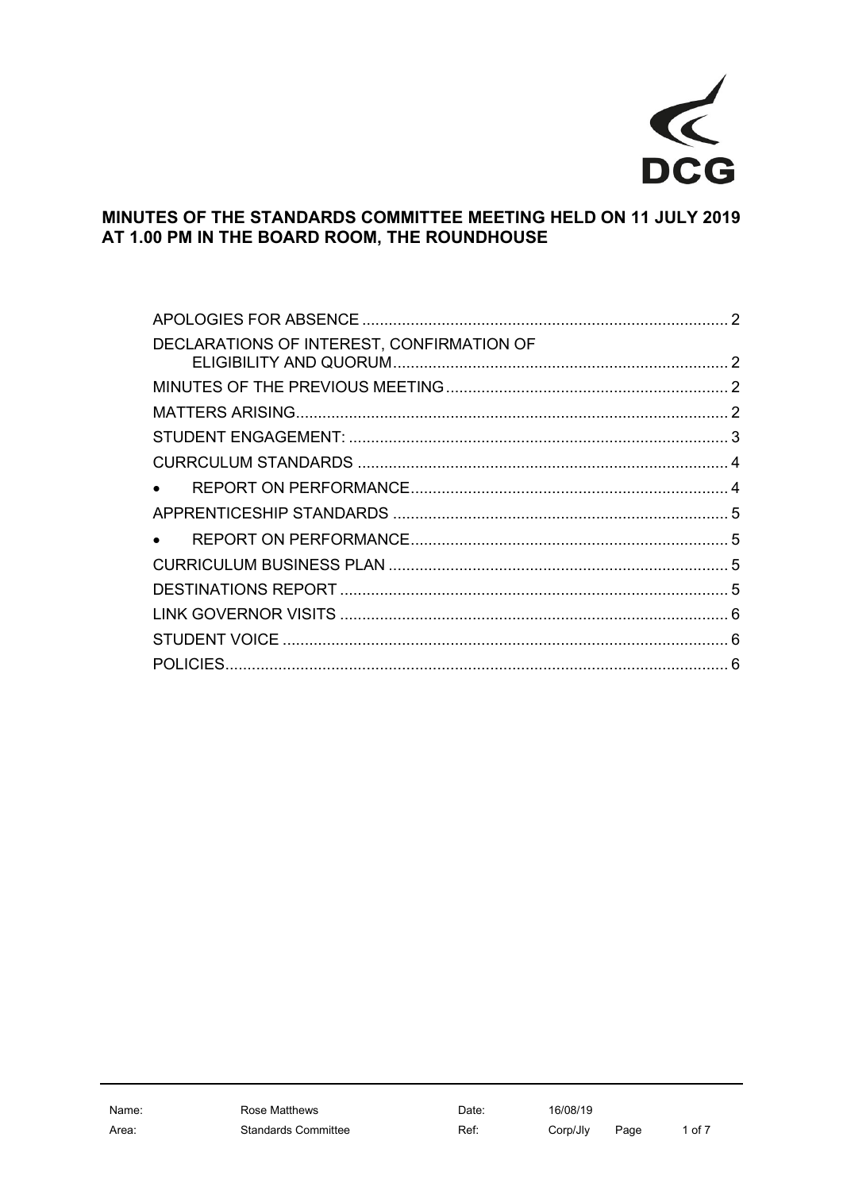# MINUTES OF THE STANDARDS COMMITTEE MEETING HELD ON 11 JULY 2019 AT 1.00 PM IN THE BOARD ROOM, THE ROUNDHOUSE

APOLOGIES FOR ABSENCE .................................................................................. 2

DECLARATIONS OF INTEREST, CONFIRMATION OF ELIGIBILITY AND QUORUM........................................................................... 2

MINUTES OF THE PREVIOUS MEETING ............................................................... 2

MATTERS ARISING................................................................................................. 2

STUDENT ENGAGEMENT: ..................................................................................... 3

CURRCULUM STANDARDS ................................................................................... 4

- REPORT ON PERFORMANCE....................................................................... 4

APPRENTICESHIP STANDARDS ........................................................................... 5

- REPORT ON PERFORMANCE....................................................................... 5

CURRICULUM BUSINESS PLAN ............................................................................ 5

DESTINATIONS REPORT ....................................................................................... 5

LINK GOVERNOR VISITS ....................................................................................... 6

STUDENT VOICE .................................................................................................... 6

POLICIES................................................................................................................. 6

| Name: | Rose Matthews | Date: | 16/08/19 |
|---|---|---|---|
| Area: | Standards Committee | Ref: | Corp/Jly |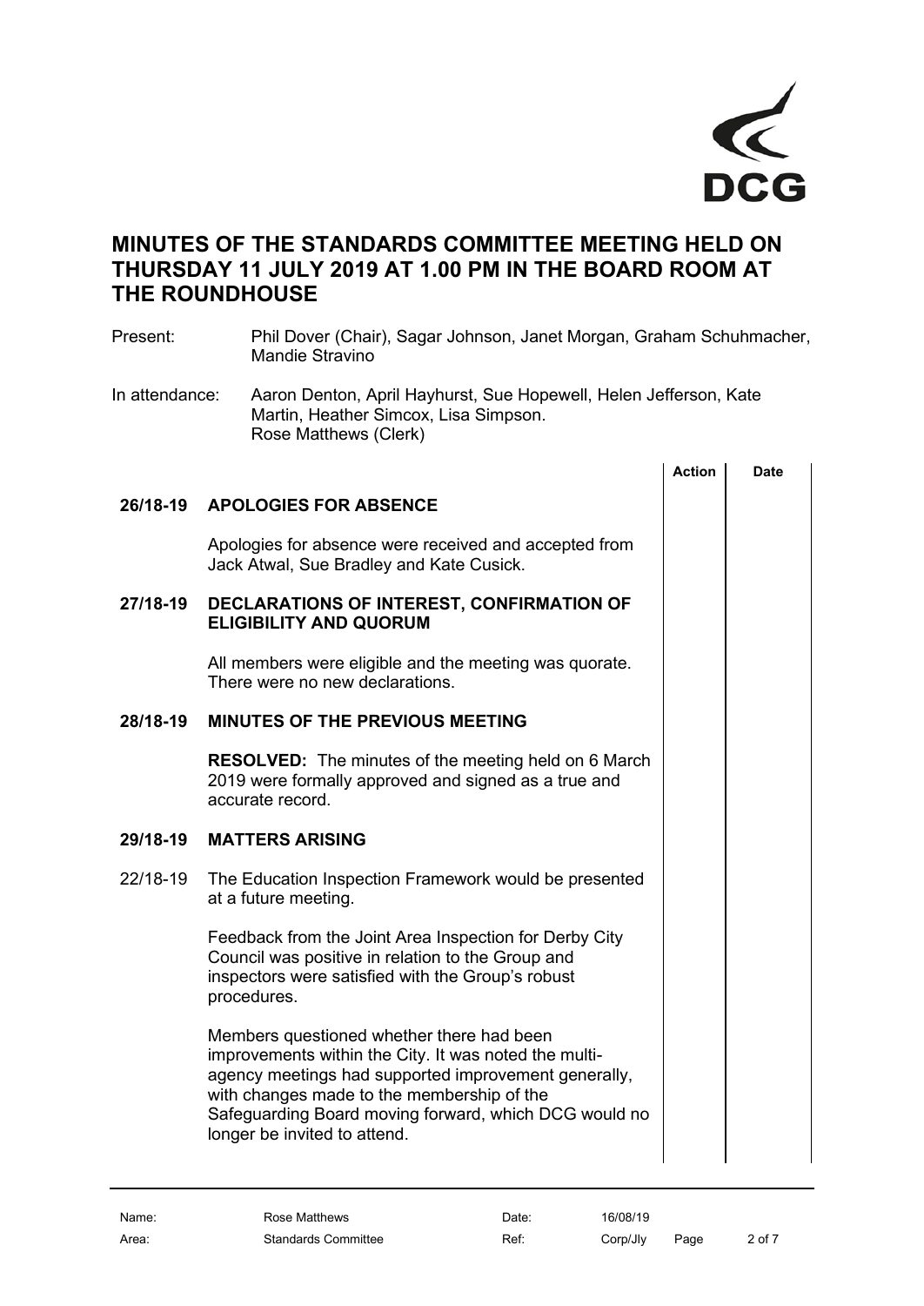# MINUTES OF THE STANDARDS COMMITTEE MEETING HELD ON THURSDAY 11 JULY 2019 AT 1.00 PM IN THE BOARD ROOM AT THE ROUNDHOUSE

Present: Phil Dover (Chair), Sagar Johnson, Janet Morgan, Graham Schuhmacher, Mandie Stravino

In attendance: Aaron Denton, April Hayhurst, Sue Hopewell, Helen Jefferson, Kate Martin, Heather Simcox, Lisa Simpson. Rose Matthews (Clerk)

| | | Action | Date |
|---|---|---|---|
| **26/18-19** | **APOLOGIES FOR ABSENCE** | | |
| | Apologies for absence were received and accepted from Jack Atwal, Sue Bradley and Kate Cusick. | | |
| **27/18-19** | **DECLARATIONS OF INTEREST, CONFIRMATION OF ELIGIBILITY AND QUORUM** | | |
| | All members were eligible and the meeting was quorate. There were no new declarations. | | |
| **28/18-19** | **MINUTES OF THE PREVIOUS MEETING** | | |
| | **RESOLVED:** The minutes of the meeting held on 6 March 2019 were formally approved and signed as a true and accurate record. | | |
| **29/18-19** | **MATTERS ARISING** | | |
| 22/18-19 | The Education Inspection Framework would be presented at a future meeting. | | |
| | Feedback from the Joint Area Inspection for Derby City Council was positive in relation to the Group and inspectors were satisfied with the Group's robust procedures. | | |
| | Members questioned whether there had been improvements within the City. It was noted the multi-agency meetings had supported improvement generally, with changes made to the membership of the Safeguarding Board moving forward, which DCG would no longer be invited to attend. | | |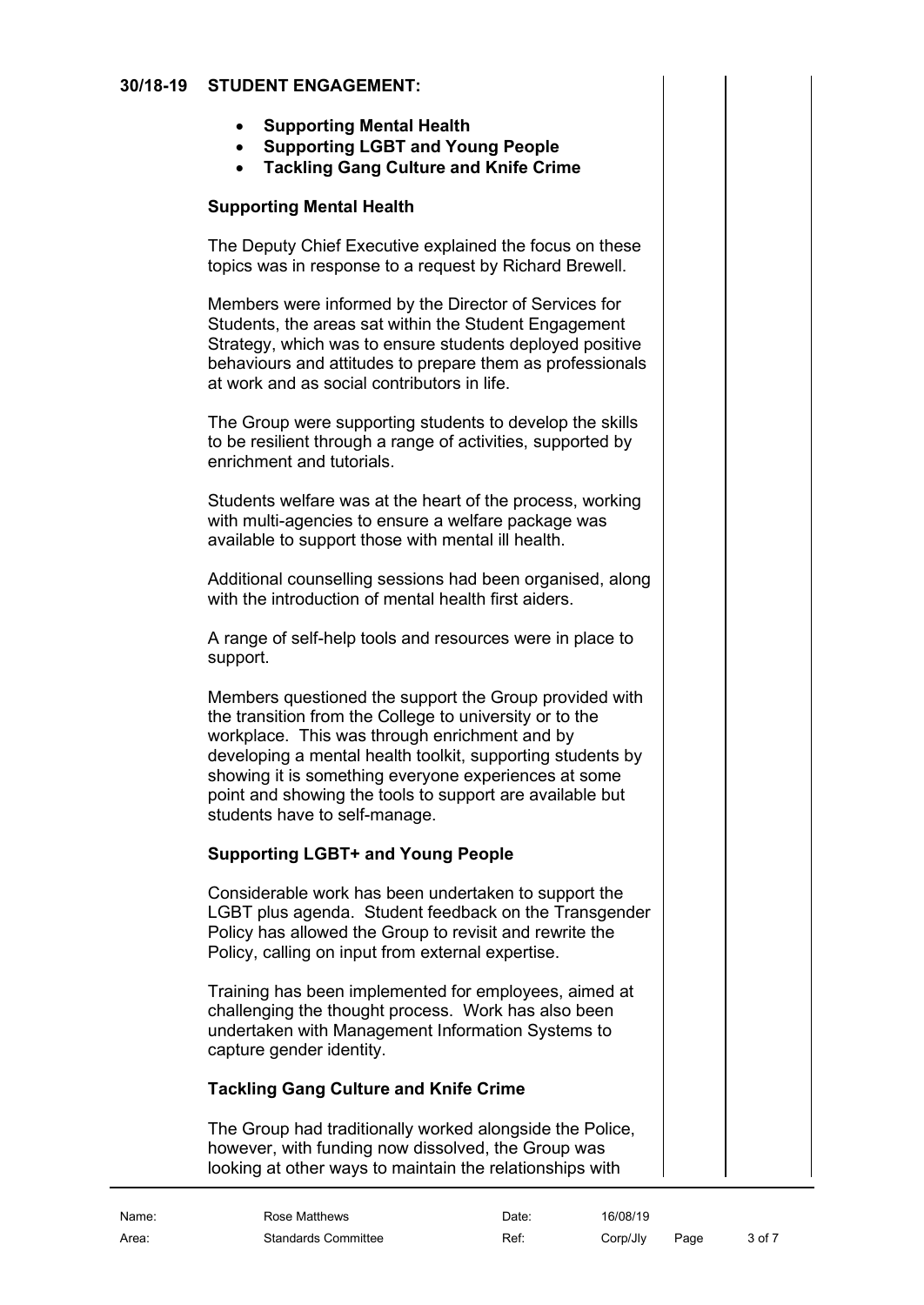**30/18-19 STUDENT ENGAGEMENT:**

- **Supporting Mental Health**
- **Supporting LGBT and Young People**
- **Tackling Gang Culture and Knife Crime**

**Supporting Mental Health**

The Deputy Chief Executive explained the focus on these topics was in response to a request by Richard Brewell.

Members were informed by the Director of Services for Students, the areas sat within the Student Engagement Strategy, which was to ensure students deployed positive behaviours and attitudes to prepare them as professionals at work and as social contributors in life.

The Group were supporting students to develop the skills to be resilient through a range of activities, supported by enrichment and tutorials.

Students welfare was at the heart of the process, working with multi-agencies to ensure a welfare package was available to support those with mental ill health.

Additional counselling sessions had been organised, along with the introduction of mental health first aiders.

A range of self-help tools and resources were in place to support.

Members questioned the support the Group provided with the transition from the College to university or to the workplace. This was through enrichment and by developing a mental health toolkit, supporting students by showing it is something everyone experiences at some point and showing the tools to support are available but students have to self-manage.

**Supporting LGBT+ and Young People**

Considerable work has been undertaken to support the LGBT plus agenda. Student feedback on the Transgender Policy has allowed the Group to revisit and rewrite the Policy, calling on input from external expertise.

Training has been implemented for employees, aimed at challenging the thought process. Work has also been undertaken with Management Information Systems to capture gender identity.

**Tackling Gang Culture and Knife Crime**

The Group had traditionally worked alongside the Police, however, with funding now dissolved, the Group was looking at other ways to maintain the relationships with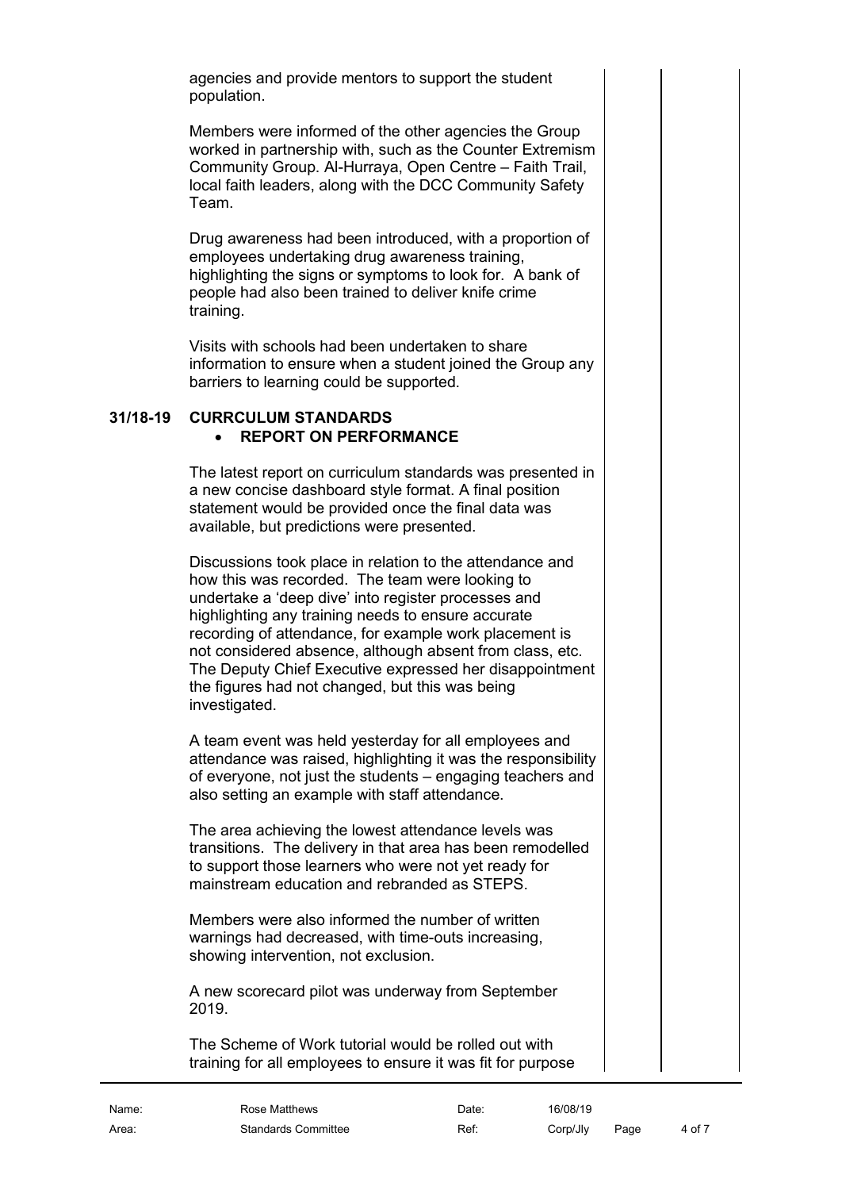agencies and provide mentors to support the student population.

Members were informed of the other agencies the Group worked in partnership with, such as the Counter Extremism Community Group. Al-Hurraya, Open Centre – Faith Trail, local faith leaders, along with the DCC Community Safety Team.

Drug awareness had been introduced, with a proportion of employees undertaking drug awareness training, highlighting the signs or symptoms to look for. A bank of people had also been trained to deliver knife crime training.

Visits with schools had been undertaken to share information to ensure when a student joined the Group any barriers to learning could be supported.

## 31/18-19 CURRCULUM STANDARDS

- **REPORT ON PERFORMANCE**

The latest report on curriculum standards was presented in a new concise dashboard style format. A final position statement would be provided once the final data was available, but predictions were presented.

Discussions took place in relation to the attendance and how this was recorded. The team were looking to undertake a 'deep dive' into register processes and highlighting any training needs to ensure accurate recording of attendance, for example work placement is not considered absence, although absent from class, etc. The Deputy Chief Executive expressed her disappointment the figures had not changed, but this was being investigated.

A team event was held yesterday for all employees and attendance was raised, highlighting it was the responsibility of everyone, not just the students – engaging teachers and also setting an example with staff attendance.

The area achieving the lowest attendance levels was transitions. The delivery in that area has been remodelled to support those learners who were not yet ready for mainstream education and rebranded as STEPS.

Members were also informed the number of written warnings had decreased, with time-outs increasing, showing intervention, not exclusion.

A new scorecard pilot was underway from September 2019.

The Scheme of Work tutorial would be rolled out with training for all employees to ensure it was fit for purpose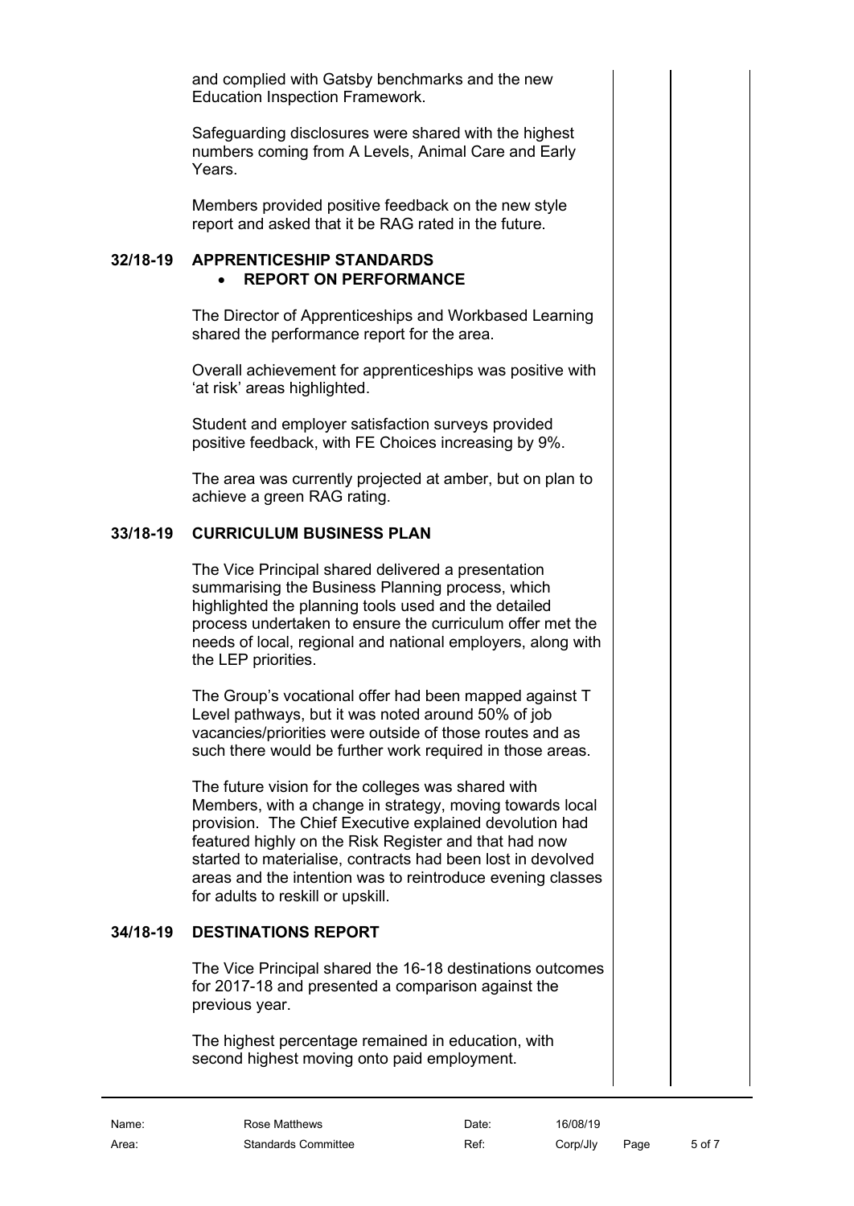and complied with Gatsby benchmarks and the new Education Inspection Framework.

Safeguarding disclosures were shared with the highest numbers coming from A Levels, Animal Care and Early Years.

Members provided positive feedback on the new style report and asked that it be RAG rated in the future.

**32/18-19 APPRENTICESHIP STANDARDS**

- **REPORT ON PERFORMANCE**

The Director of Apprenticeships and Workbased Learning shared the performance report for the area.

Overall achievement for apprenticeships was positive with 'at risk' areas highlighted.

Student and employer satisfaction surveys provided positive feedback, with FE Choices increasing by 9%.

The area was currently projected at amber, but on plan to achieve a green RAG rating.

**33/18-19 CURRICULUM BUSINESS PLAN**

The Vice Principal shared delivered a presentation summarising the Business Planning process, which highlighted the planning tools used and the detailed process undertaken to ensure the curriculum offer met the needs of local, regional and national employers, along with the LEP priorities.

The Group's vocational offer had been mapped against T Level pathways, but it was noted around 50% of job vacancies/priorities were outside of those routes and as such there would be further work required in those areas.

The future vision for the colleges was shared with Members, with a change in strategy, moving towards local provision. The Chief Executive explained devolution had featured highly on the Risk Register and that had now started to materialise, contracts had been lost in devolved areas and the intention was to reintroduce evening classes for adults to reskill or upskill.

**34/18-19 DESTINATIONS REPORT**

The Vice Principal shared the 16-18 destinations outcomes for 2017-18 and presented a comparison against the previous year.

The highest percentage remained in education, with second highest moving onto paid employment.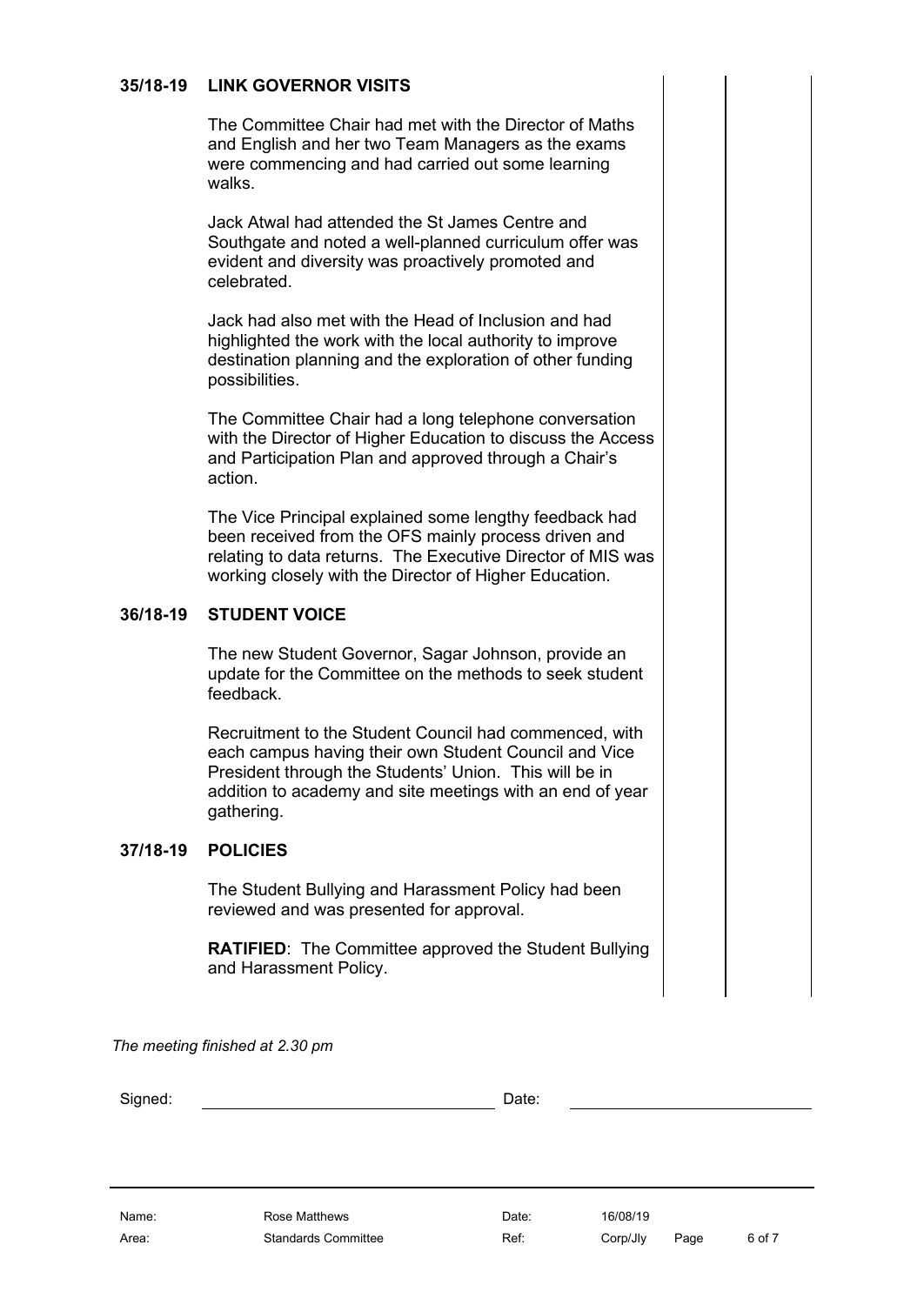## 35/18-19 LINK GOVERNOR VISITS

The Committee Chair had met with the Director of Maths and English and her two Team Managers as the exams were commencing and had carried out some learning walks.

Jack Atwal had attended the St James Centre and Southgate and noted a well-planned curriculum offer was evident and diversity was proactively promoted and celebrated.

Jack had also met with the Head of Inclusion and had highlighted the work with the local authority to improve destination planning and the exploration of other funding possibilities.

The Committee Chair had a long telephone conversation with the Director of Higher Education to discuss the Access and Participation Plan and approved through a Chair's action.

The Vice Principal explained some lengthy feedback had been received from the OFS mainly process driven and relating to data returns. The Executive Director of MIS was working closely with the Director of Higher Education.

## 36/18-19 STUDENT VOICE

The new Student Governor, Sagar Johnson, provide an update for the Committee on the methods to seek student feedback.

Recruitment to the Student Council had commenced, with each campus having their own Student Council and Vice President through the Students' Union. This will be in addition to academy and site meetings with an end of year gathering.

## 37/18-19 POLICIES

The Student Bullying and Harassment Policy had been reviewed and was presented for approval.

**RATIFIED**: The Committee approved the Student Bullying and Harassment Policy.

*The meeting finished at 2.30 pm*

Signed: ______________________ Date: ______________________

| | | | | | |
|---|---|---|---|---|---|
| Name: | Rose Matthews | Date: | 16/08/19 | | |
| Area: | Standards Committee | Ref: | Corp/Jly | | |